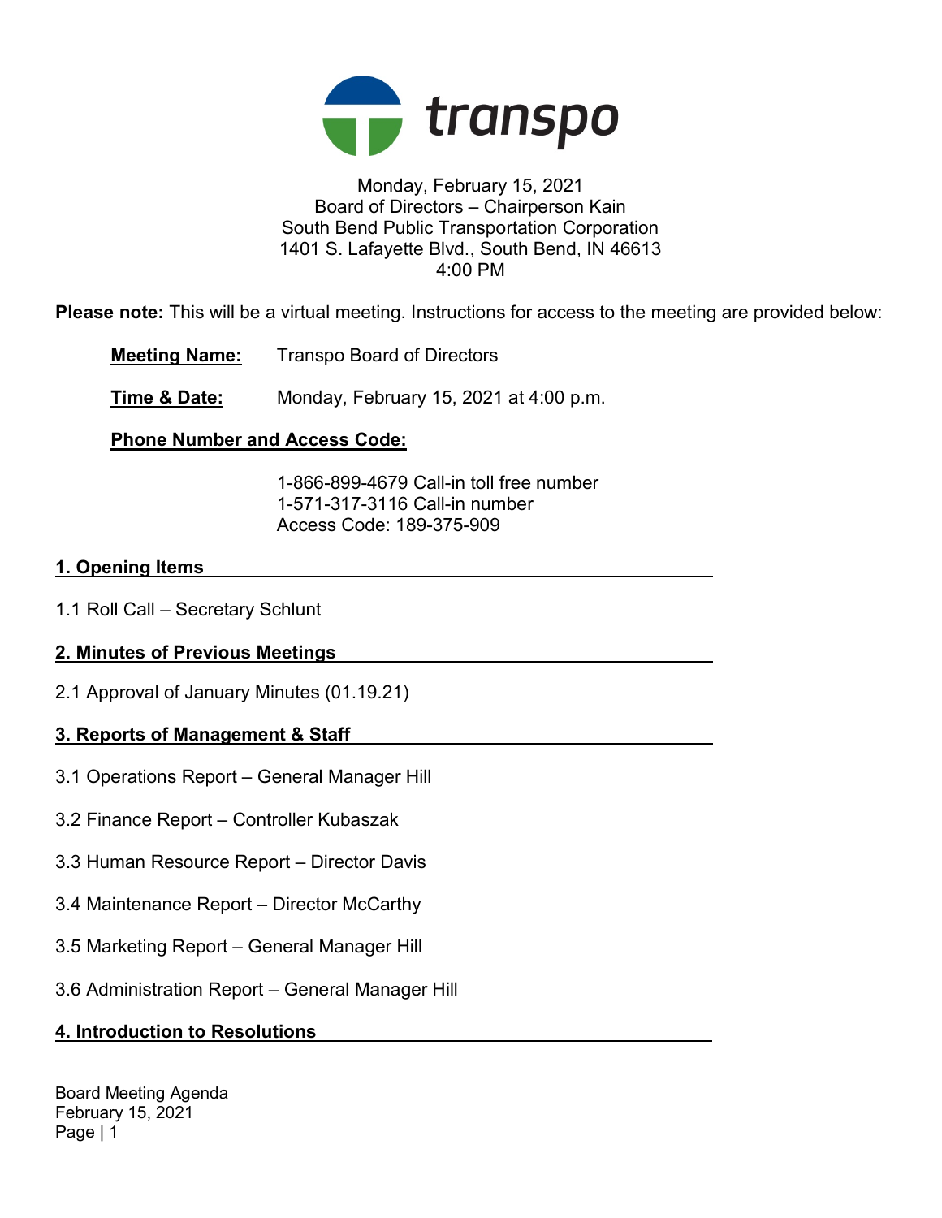transpo

Monday, February 15, 2021
Board of Directors – Chairperson Kain
South Bend Public Transportation Corporation
1401 S. Lafayette Blvd., South Bend, IN 46613
4:00 PM

**Please note:** This will be a virtual meeting. Instructions for access to the meeting are provided below:

**Meeting Name:** Transpo Board of Directors

**Time & Date:** Monday, February 15, 2021 at 4:00 p.m.

**Phone Number and Access Code:**

1-866-899-4679 Call-in toll free number
1-571-317-3116 Call-in number
Access Code: 189-375-909

## 1. Opening Items

1.1 Roll Call – Secretary Schlunt

## 2. Minutes of Previous Meetings

2.1 Approval of January Minutes (01.19.21)

## 3. Reports of Management & Staff

3.1 Operations Report – General Manager Hill

3.2 Finance Report – Controller Kubaszak

3.3 Human Resource Report – Director Davis

3.4 Maintenance Report – Director McCarthy

3.5 Marketing Report – General Manager Hill

3.6 Administration Report – General Manager Hill

## 4. Introduction to Resolutions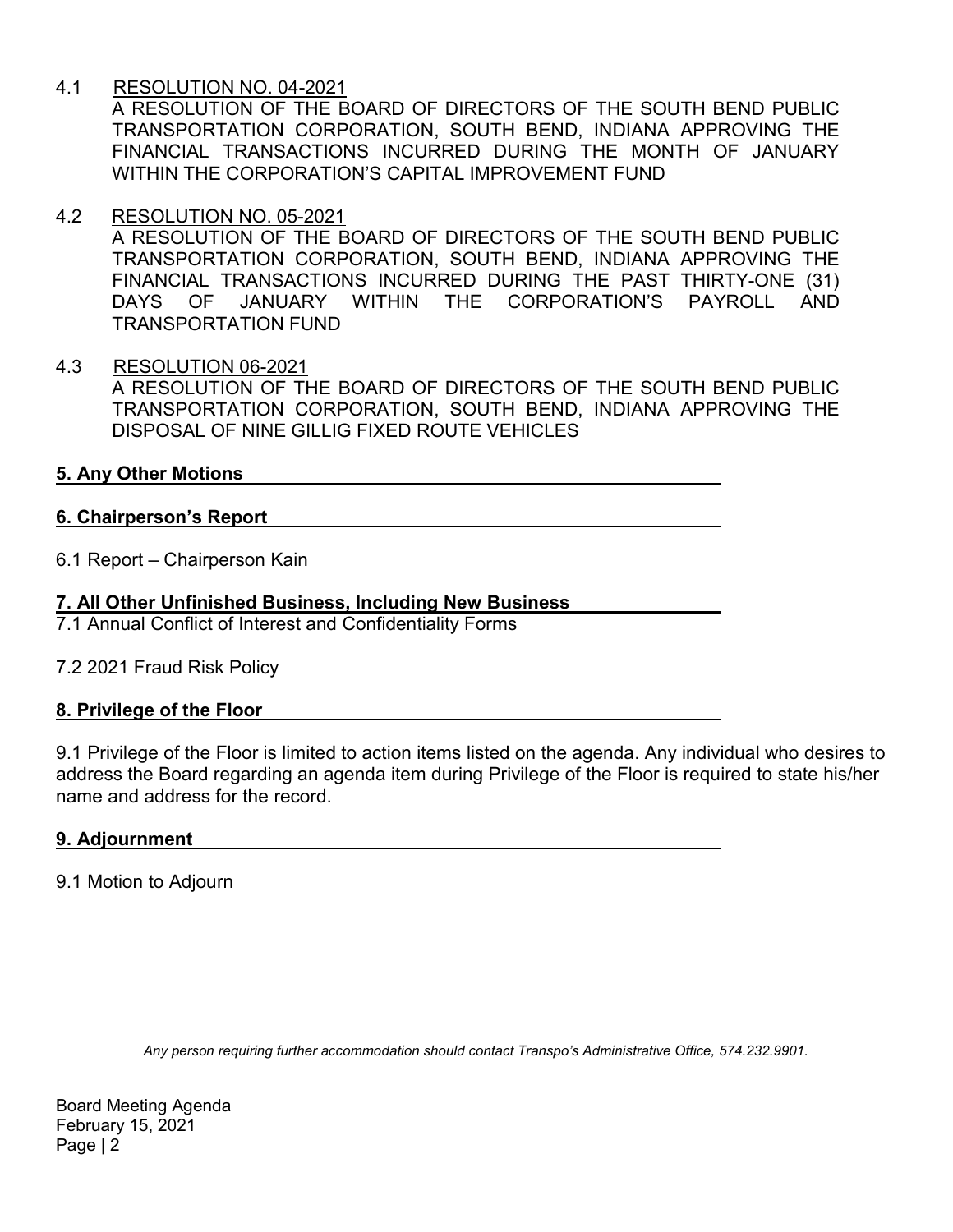4.1 RESOLUTION NO. 04-2021

A RESOLUTION OF THE BOARD OF DIRECTORS OF THE SOUTH BEND PUBLIC TRANSPORTATION CORPORATION, SOUTH BEND, INDIANA APPROVING THE FINANCIAL TRANSACTIONS INCURRED DURING THE MONTH OF JANUARY WITHIN THE CORPORATION'S CAPITAL IMPROVEMENT FUND

4.2 RESOLUTION NO. 05-2021

A RESOLUTION OF THE BOARD OF DIRECTORS OF THE SOUTH BEND PUBLIC TRANSPORTATION CORPORATION, SOUTH BEND, INDIANA APPROVING THE FINANCIAL TRANSACTIONS INCURRED DURING THE PAST THIRTY-ONE (31) DAYS OF JANUARY WITHIN THE CORPORATION'S PAYROLL AND TRANSPORTATION FUND

4.3 RESOLUTION 06-2021

A RESOLUTION OF THE BOARD OF DIRECTORS OF THE SOUTH BEND PUBLIC TRANSPORTATION CORPORATION, SOUTH BEND, INDIANA APPROVING THE DISPOSAL OF NINE GILLIG FIXED ROUTE VEHICLES

**5. Any Other Motions**

**6. Chairperson's Report**

6.1 Report – Chairperson Kain

**7. All Other Unfinished Business, Including New Business**

7.1 Annual Conflict of Interest and Confidentiality Forms

7.2 2021 Fraud Risk Policy

**8. Privilege of the Floor**

9.1 Privilege of the Floor is limited to action items listed on the agenda. Any individual who desires to address the Board regarding an agenda item during Privilege of the Floor is required to state his/her name and address for the record.

**9. Adjournment**

9.1 Motion to Adjourn

*Any person requiring further accommodation should contact Transpo's Administrative Office, 574.232.9901.*